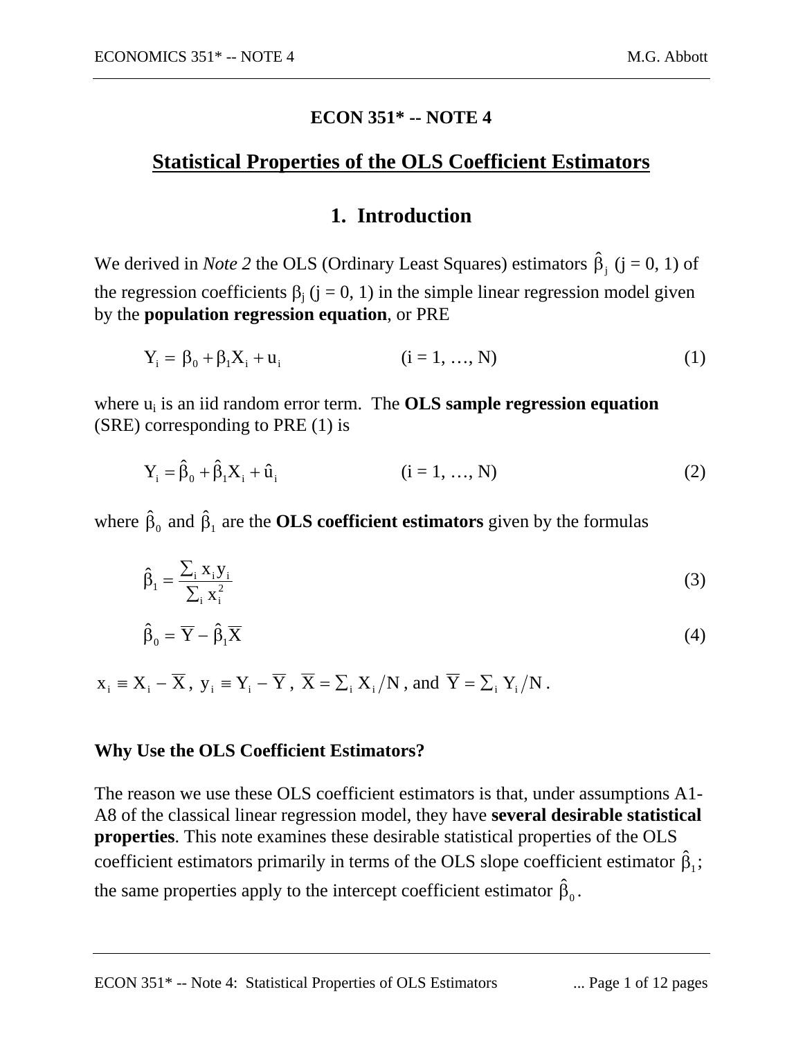# ECON 351* -- NOTE 4

## Statistical Properties of the OLS Coefficient Estimators

### 1. Introduction

We derived in *Note 2* the OLS (Ordinary Least Squares) estimators $\hat{\beta}_j$ (j = 0, 1) of the regression coefficients $\beta_j$ (j = 0, 1) in the simple linear regression model given by the **population regression equation**, or PRE

$$Y_i = \beta_0 + \beta_1 X_i + u_i \qquad (i = 1, \ldots, N) \qquad (1)$$

where $u_i$ is an iid random error term. The **OLS sample regression equation** (SRE) corresponding to PRE (1) is

$$Y_i = \hat{\beta}_0 + \hat{\beta}_1 X_i + \hat{u}_i \qquad (i = 1, \ldots, N) \qquad (2)$$

where $\hat{\beta}_0$ and $\hat{\beta}_1$ are the **OLS coefficient estimators** given by the formulas

$$\hat{\beta}_1 = \frac{\sum_i x_i y_i}{\sum_i x_i^2} \qquad (3)$$

$$\hat{\beta}_0 = \overline{Y} - \hat{\beta}_1 \overline{X} \qquad (4)$$

$x_i \equiv X_i - \overline{X}$, $y_i \equiv Y_i - \overline{Y}$, $\overline{X} = \sum_i X_i / N$, and $\overline{Y} = \sum_i Y_i / N$.

**Why Use the OLS Coefficient Estimators?**

The reason we use these OLS coefficient estimators is that, under assumptions A1-A8 of the classical linear regression model, they have **several desirable statistical properties**. This note examines these desirable statistical properties of the OLS coefficient estimators primarily in terms of the OLS slope coefficient estimator $\hat{\beta}_1$; the same properties apply to the intercept coefficient estimator $\hat{\beta}_0$.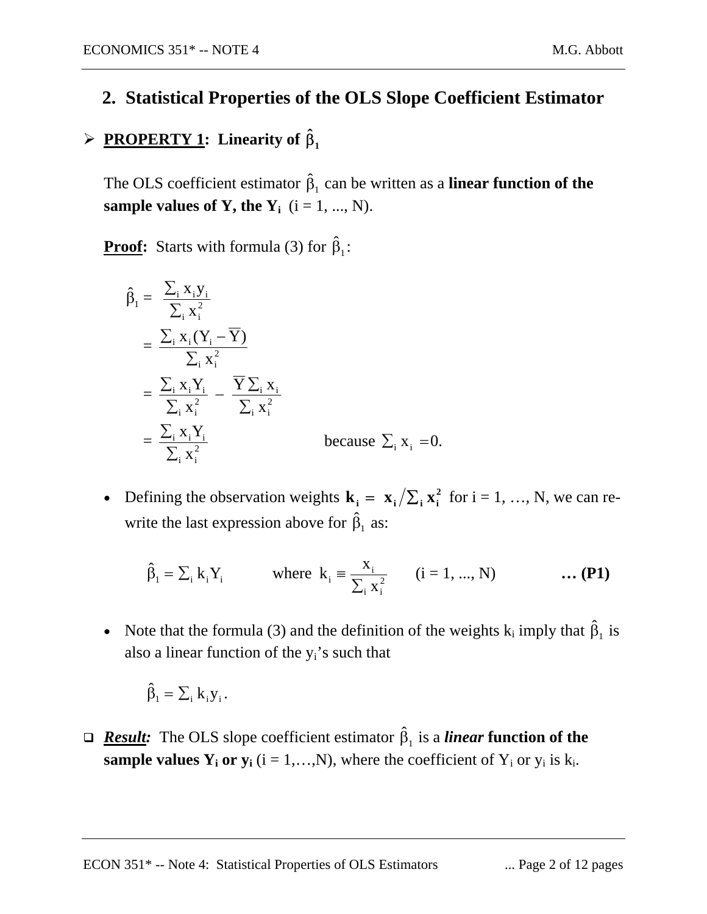## 2. Statistical Properties of the OLS Slope Coefficient Estimator

➢ **PROPERTY 1: Linearity of $\hat{\beta}_1$**

The OLS coefficient estimator $\hat{\beta}_1$ can be written as a **linear function of the sample values of Y, the $Y_i$** (i = 1, ..., N).

**Proof:** Starts with formula (3) for $\hat{\beta}_1$:

$$\hat{\beta}_1 = \frac{\sum_i x_i y_i}{\sum_i x_i^2}$$

$$= \frac{\sum_i x_i (Y_i - \overline{Y})}{\sum_i x_i^2}$$

$$= \frac{\sum_i x_i Y_i}{\sum_i x_i^2} - \frac{\overline{Y} \sum_i x_i}{\sum_i x_i^2}$$

$$= \frac{\sum_i x_i Y_i}{\sum_i x_i^2} \qquad \text{because } \sum_i x_i = 0.$$

- Defining the observation weights $\mathbf{k_i = x_i / \sum_i x_i^2}$ for i = 1, …, N, we can re-write the last expression above for $\hat{\beta}_1$ as:

$$\hat{\beta}_1 = \sum_i k_i Y_i \qquad \text{where } k_i \equiv \frac{x_i}{\sum_i x_i^2} \qquad (i = 1, ..., N) \qquad \textbf{… (P1)}$$

- Note that the formula (3) and the definition of the weights $k_i$ imply that $\hat{\beta}_1$ is also a linear function of the $y_i$'s such that

$$\hat{\beta}_1 = \sum_i k_i y_i .$$

❑ ***Result:*** The OLS slope coefficient estimator $\hat{\beta}_1$ is a ***linear*** **function of the sample values $Y_i$ or $y_i$** (i = 1,…,N), where the coefficient of $Y_i$ or $y_i$ is $k_i$.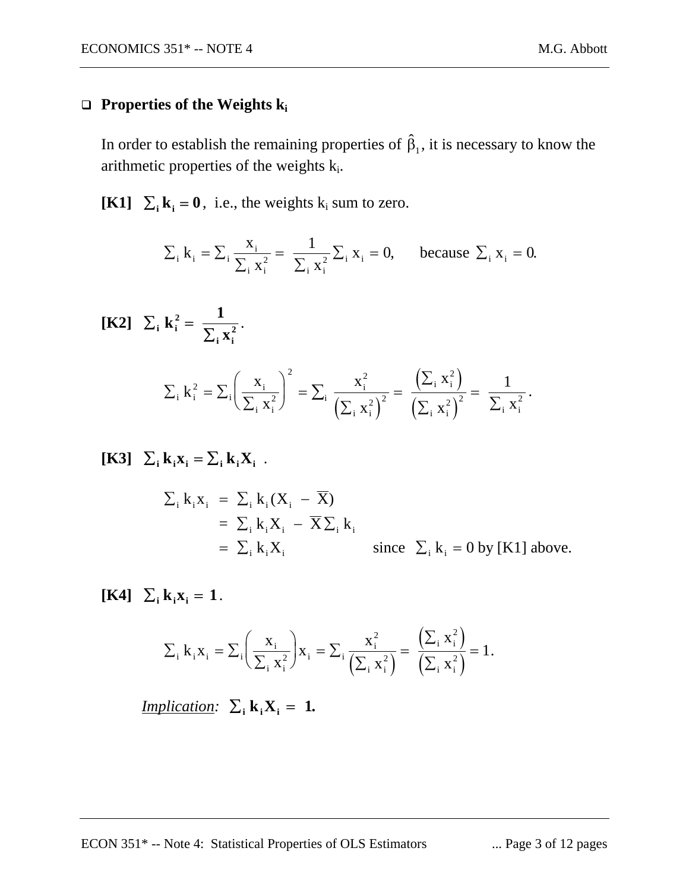## ❑ Properties of the Weights $k_i$

In order to establish the remaining properties of $\hat{\beta}_1$, it is necessary to know the arithmetic properties of the weights $k_i$.

**[K1]** $\boldsymbol{\sum_i k_i = 0}$, i.e., the weights $k_i$ sum to zero.

$$\sum_i k_i = \sum_i \frac{x_i}{\sum_i x_i^2} = \frac{1}{\sum_i x_i^2}\sum_i x_i = 0, \qquad \text{because } \sum_i x_i = 0.$$

**[K2]** $\boldsymbol{\sum_i k_i^2 = \dfrac{1}{\sum_i x_i^2}}$.

$$\sum_i k_i^2 = \sum_i \left(\frac{x_i}{\sum_i x_i^2}\right)^2 = \sum_i \frac{x_i^2}{\left(\sum_i x_i^2\right)^2} = \frac{\left(\sum_i x_i^2\right)}{\left(\sum_i x_i^2\right)^2} = \frac{1}{\sum_i x_i^2}.$$

**[K3]** $\boldsymbol{\sum_i k_i x_i = \sum_i k_i X_i}$ .

$$\begin{aligned}
\sum_i k_i x_i &= \sum_i k_i (X_i - \bar{X}) \\
&= \sum_i k_i X_i - \bar{X}\sum_i k_i \\
&= \sum_i k_i X_i \qquad\qquad \text{since } \sum_i k_i = 0 \text{ by [K1] above.}
\end{aligned}$$

**[K4]** $\boldsymbol{\sum_i k_i x_i = 1}$.

$$\sum_i k_i x_i = \sum_i \left(\frac{x_i}{\sum_i x_i^2}\right) x_i = \sum_i \frac{x_i^2}{\left(\sum_i x_i^2\right)} = \frac{\left(\sum_i x_i^2\right)}{\left(\sum_i x_i^2\right)} = 1.$$

*Implication:* $\boldsymbol{\sum_i k_i X_i = 1}$**.**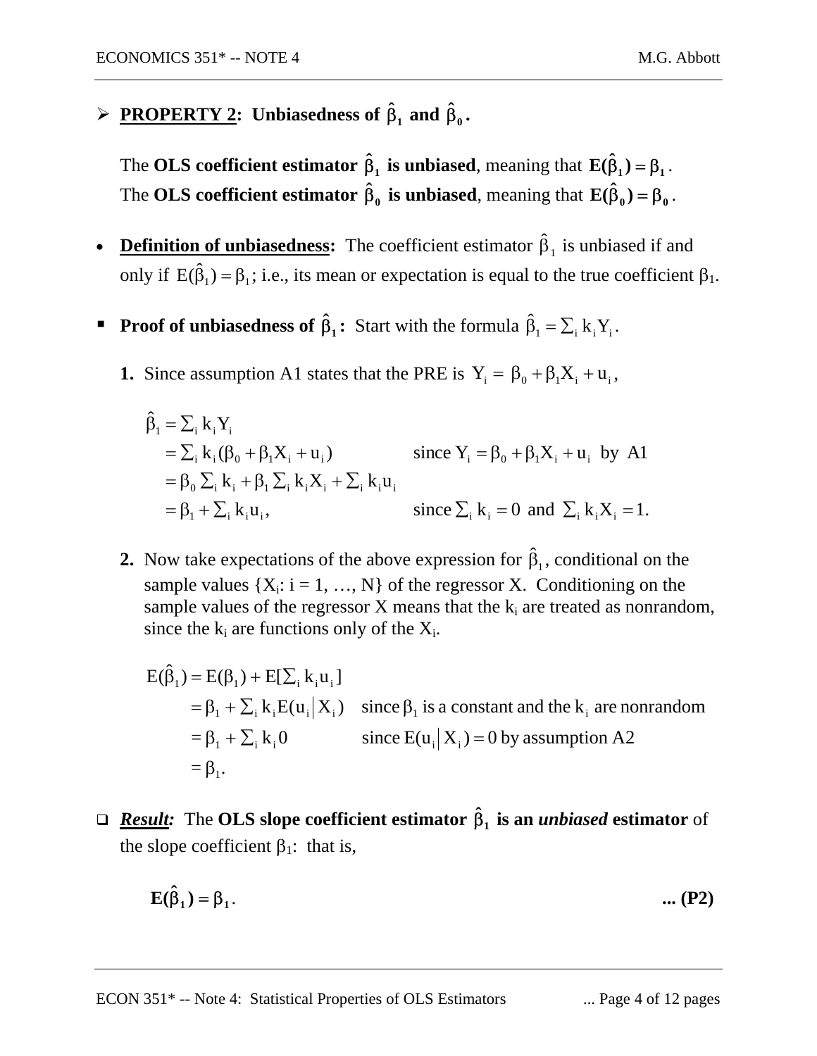- **PROPERTY 2: Unbiasedness of $\hat{\beta}_1$ and $\hat{\beta}_0$.**

  The **OLS coefficient estimator $\hat{\beta}_1$ is unbiased**, meaning that $\mathbf{E(\hat{\beta}_1) = \beta_1}$.
  The **OLS coefficient estimator $\hat{\beta}_0$ is unbiased**, meaning that $\mathbf{E(\hat{\beta}_0) = \beta_0}$.

- **Definition of unbiasedness:** The coefficient estimator $\hat{\beta}_1$ is unbiased if and only if $E(\hat{\beta}_1) = \beta_1$; i.e., its mean or expectation is equal to the true coefficient $\beta_1$.

- **Proof of unbiasedness of $\hat{\beta}_1$:** Start with the formula $\hat{\beta}_1 = \sum_i k_i Y_i$.

  **1.** Since assumption A1 states that the PRE is $Y_i = \beta_0 + \beta_1 X_i + u_i$,

$$
\begin{aligned}
\hat{\beta}_1 &= \textstyle\sum_i k_i Y_i \\
&= \textstyle\sum_i k_i (\beta_0 + \beta_1 X_i + u_i) && \text{since } Y_i = \beta_0 + \beta_1 X_i + u_i \text{ by A1} \\
&= \beta_0 \textstyle\sum_i k_i + \beta_1 \textstyle\sum_i k_i X_i + \textstyle\sum_i k_i u_i \\
&= \beta_1 + \textstyle\sum_i k_i u_i, && \text{since } \textstyle\sum_i k_i = 0 \text{ and } \textstyle\sum_i k_i X_i = 1.
\end{aligned}
$$

  **2.** Now take expectations of the above expression for $\hat{\beta}_1$, conditional on the sample values {$X_i$: i = 1, …, N} of the regressor X. Conditioning on the sample values of the regressor X means that the $k_i$ are treated as nonrandom, since the $k_i$ are functions only of the $X_i$.

$$
\begin{aligned}
E(\hat{\beta}_1) &= E(\beta_1) + E[\textstyle\sum_i k_i u_i] \\
&= \beta_1 + \textstyle\sum_i k_i E(u_i | X_i) && \text{since } \beta_1 \text{ is a constant and the } k_i \text{ are nonrandom} \\
&= \beta_1 + \textstyle\sum_i k_i 0 && \text{since } E(u_i | X_i) = 0 \text{ by assumption A2} \\
&= \beta_1.
\end{aligned}
$$

- ***Result:*** The **OLS slope coefficient estimator $\hat{\beta}_1$ is an *unbiased* estimator** of the slope coefficient $\beta_1$: that is,

$$
\mathbf{E(\hat{\beta}_1) = \beta_1}. \qquad \textbf{... (P2)}
$$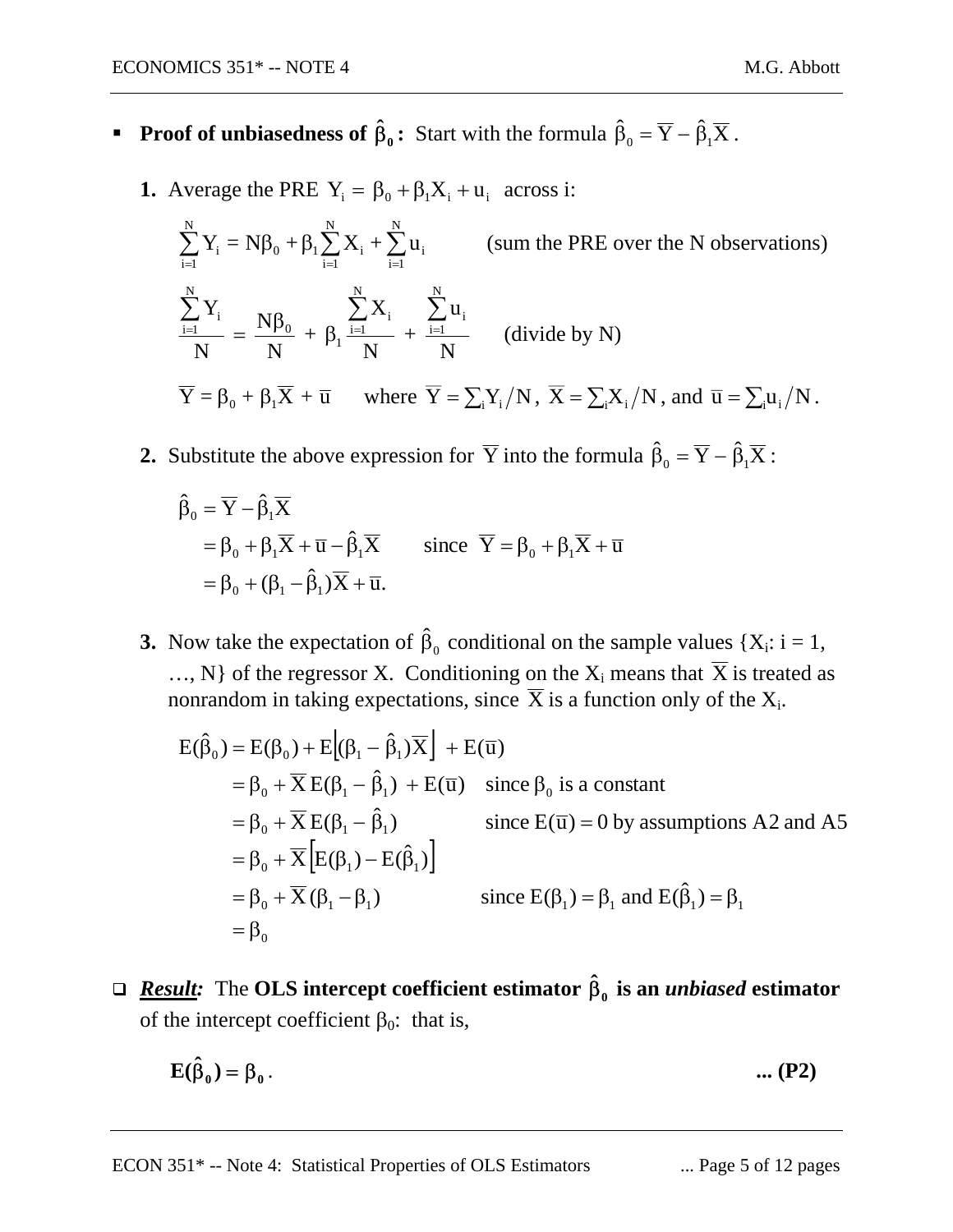- **Proof of unbiasedness of $\hat{\beta}_0$:** Start with the formula $\hat{\beta}_0 = \overline{Y} - \hat{\beta}_1\overline{X}$.

  **1.** Average the PRE $Y_i = \beta_0 + \beta_1 X_i + u_i$ across i:

  $$\sum_{i=1}^{N} Y_i = N\beta_0 + \beta_1 \sum_{i=1}^{N} X_i + \sum_{i=1}^{N} u_i \qquad \text{(sum the PRE over the N observations)}$$

  $$\frac{\sum_{i=1}^{N} Y_i}{N} = \frac{N\beta_0}{N} + \beta_1 \frac{\sum_{i=1}^{N} X_i}{N} + \frac{\sum_{i=1}^{N} u_i}{N} \qquad \text{(divide by N)}$$

  $\overline{Y} = \beta_0 + \beta_1\overline{X} + \overline{u}$ where $\overline{Y} = \sum_i Y_i / N$, $\overline{X} = \sum_i X_i / N$, and $\overline{u} = \sum_i u_i / N$.

  **2.** Substitute the above expression for $\overline{Y}$ into the formula $\hat{\beta}_0 = \overline{Y} - \hat{\beta}_1\overline{X}$:

  $$\begin{aligned}
  \hat{\beta}_0 &= \overline{Y} - \hat{\beta}_1\overline{X} \\
  &= \beta_0 + \beta_1\overline{X} + \overline{u} - \hat{\beta}_1\overline{X} \qquad \text{since } \overline{Y} = \beta_0 + \beta_1\overline{X} + \overline{u} \\
  &= \beta_0 + (\beta_1 - \hat{\beta}_1)\overline{X} + \overline{u}.
  \end{aligned}$$

  **3.** Now take the expectation of $\hat{\beta}_0$ conditional on the sample values {$X_i$: i = 1, …, N} of the regressor X. Conditioning on the $X_i$ means that $\overline{X}$ is treated as nonrandom in taking expectations, since $\overline{X}$ is a function only of the $X_i$.

  $$\begin{aligned}
  E(\hat{\beta}_0) &= E(\beta_0) + E\left[(\beta_1 - \hat{\beta}_1)\overline{X}\right] + E(\overline{u}) \\
  &= \beta_0 + \overline{X}\,E(\beta_1 - \hat{\beta}_1) + E(\overline{u}) \quad \text{since } \beta_0 \text{ is a constant} \\
  &= \beta_0 + \overline{X}\,E(\beta_1 - \hat{\beta}_1) \qquad \text{since } E(\overline{u}) = 0 \text{ by assumptions A2 and A5} \\
  &= \beta_0 + \overline{X}\left[E(\beta_1) - E(\hat{\beta}_1)\right] \\
  &= \beta_0 + \overline{X}\,(\beta_1 - \beta_1) \qquad \text{since } E(\beta_1) = \beta_1 \text{ and } E(\hat{\beta}_1) = \beta_1 \\
  &= \beta_0
  \end{aligned}$$

- ***Result:*** The **OLS intercept coefficient estimator $\hat{\beta}_0$ is an *unbiased* estimator** of the intercept coefficient $\beta_0$: that is,

  $$\mathbf{E(\hat{\beta}_0) = \beta_0}. \qquad \textbf{... (P2)}$$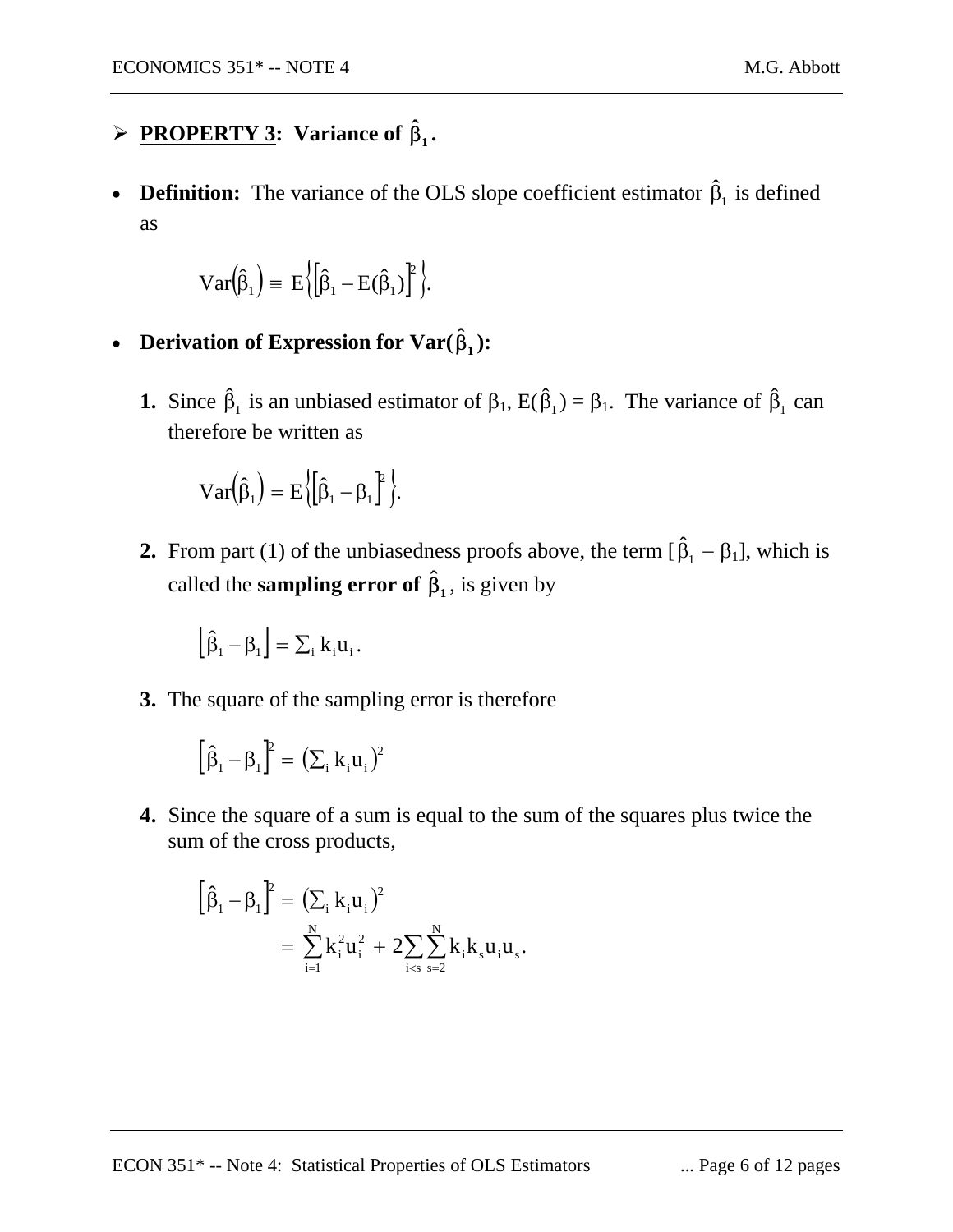- **PROPERTY 3: Variance of $\hat{\beta}_1$.**

- **Definition:** The variance of the OLS slope coefficient estimator $\hat{\beta}_1$ is defined as

$$\text{Var}\left(\hat{\beta}_1\right) \equiv \text{E}\left\{\left[\hat{\beta}_1 - \text{E}(\hat{\beta}_1)\right]^2\right\}.$$

- **Derivation of Expression for Var($\hat{\beta}_1$):**

  **1.** Since $\hat{\beta}_1$ is an unbiased estimator of $\beta_1$, E($\hat{\beta}_1$) = $\beta_1$. The variance of $\hat{\beta}_1$ can therefore be written as

$$\text{Var}\left(\hat{\beta}_1\right) = \text{E}\left\{\left[\hat{\beta}_1 - \beta_1\right]^2\right\}.$$

  **2.** From part (1) of the unbiasedness proofs above, the term [$\hat{\beta}_1 - \beta_1$], which is called the **sampling error of $\hat{\beta}_1$**, is given by

$$\left[\hat{\beta}_1 - \beta_1\right] = \sum_i k_i u_i .$$

  **3.** The square of the sampling error is therefore

$$\left[\hat{\beta}_1 - \beta_1\right]^2 = \left(\sum_i k_i u_i\right)^2$$

  **4.** Since the square of a sum is equal to the sum of the squares plus twice the sum of the cross products,

$$\left[\hat{\beta}_1 - \beta_1\right]^2 = \left(\sum_i k_i u_i\right)^2$$
$$= \sum_{i=1}^{N} k_i^2 u_i^2 + 2\sum_{i<s}\sum_{s=2}^{N} k_i k_s u_i u_s .$$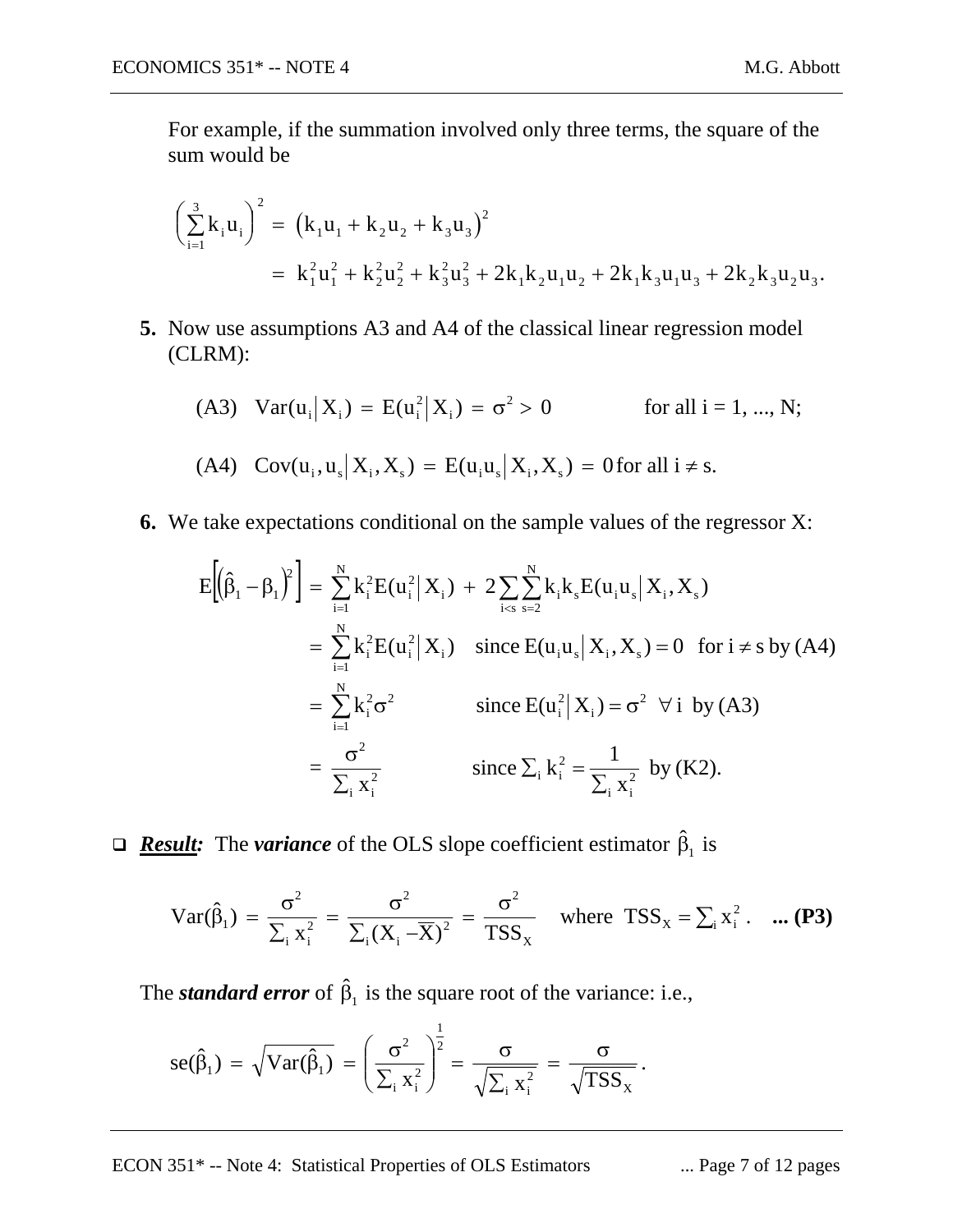For example, if the summation involved only three terms, the square of the sum would be

$$\left(\sum_{i=1}^{3} k_i u_i\right)^2 = \left(k_1 u_1 + k_2 u_2 + k_3 u_3\right)^2$$

$$= k_1^2 u_1^2 + k_2^2 u_2^2 + k_3^2 u_3^2 + 2k_1 k_2 u_1 u_2 + 2k_1 k_3 u_1 u_3 + 2k_2 k_3 u_2 u_3.$$

**5.** Now use assumptions A3 and A4 of the classical linear regression model (CLRM):

(A3) $\operatorname{Var}(u_i | X_i) = E(u_i^2 | X_i) = \sigma^2 > 0$ for all i = 1, ..., N;

(A4) $\operatorname{Cov}(u_i, u_s | X_i, X_s) = E(u_i u_s | X_i, X_s) = 0$ for all $i \neq s$.

**6.** We take expectations conditional on the sample values of the regressor X:

$$E\left[\left(\hat{\beta}_1 - \beta_1\right)^2\right] = \sum_{i=1}^{N} k_i^2 E(u_i^2 | X_i) + 2\sum_{i<s}\sum_{s=2}^{N} k_i k_s E(u_i u_s | X_i, X_s)$$

$$= \sum_{i=1}^{N} k_i^2 E(u_i^2 | X_i) \quad \text{since } E(u_i u_s | X_i, X_s) = 0 \text{ for } i \neq s \text{ by (A4)}$$

$$= \sum_{i=1}^{N} k_i^2 \sigma^2 \quad \text{since } E(u_i^2 | X_i) = \sigma^2 \;\; \forall\, i \text{ by (A3)}$$

$$= \frac{\sigma^2}{\sum_i x_i^2} \quad \text{since } \sum_i k_i^2 = \frac{1}{\sum_i x_i^2} \text{ by (K2).}$$

- ***Result:*** The ***variance*** of the OLS slope coefficient estimator $\hat{\beta}_1$ is

$$\operatorname{Var}(\hat{\beta}_1) = \frac{\sigma^2}{\sum_i x_i^2} = \frac{\sigma^2}{\sum_i (X_i - \bar{X})^2} = \frac{\sigma^2}{TSS_X} \quad \text{where } TSS_X = \sum_i x_i^2 . \quad \textbf{... (P3)}$$

The ***standard error*** of $\hat{\beta}_1$ is the square root of the variance: i.e.,

$$\operatorname{se}(\hat{\beta}_1) = \sqrt{\operatorname{Var}(\hat{\beta}_1)} = \left(\frac{\sigma^2}{\sum_i x_i^2}\right)^{\frac{1}{2}} = \frac{\sigma}{\sqrt{\sum_i x_i^2}} = \frac{\sigma}{\sqrt{TSS_X}}.$$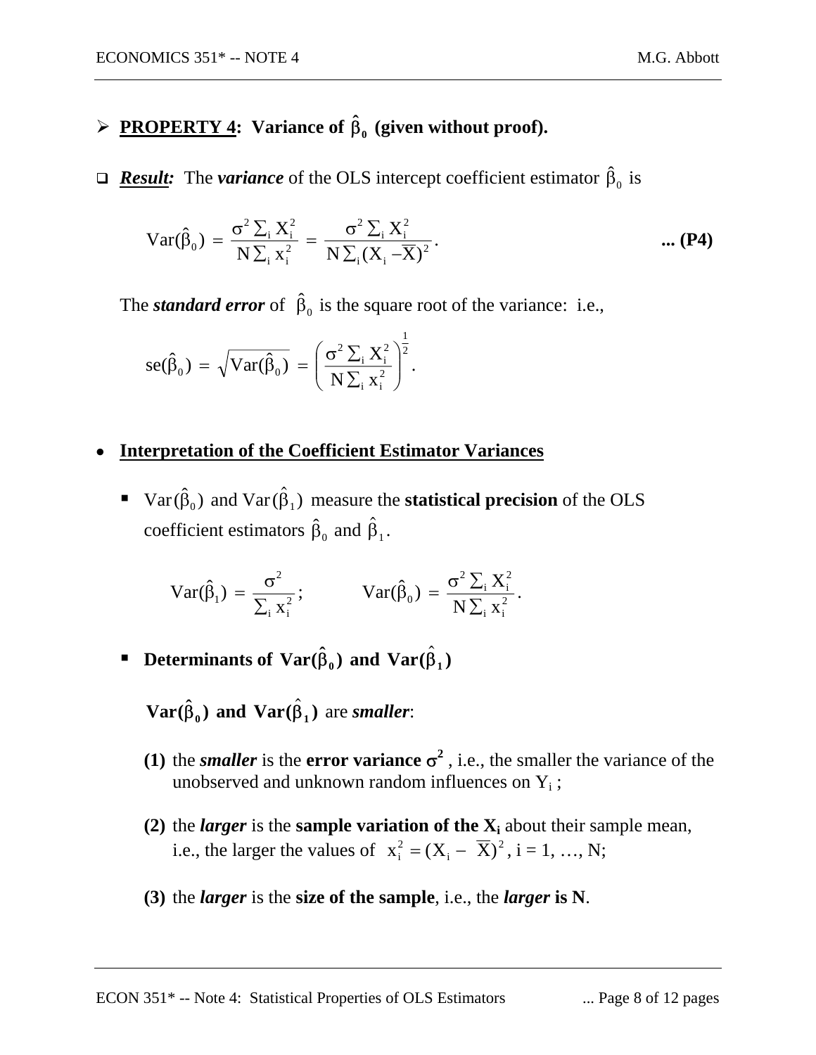- **PROPERTY 4: Variance of $\hat{\beta}_0$ (given without proof).**

- ***Result:*** The ***variance*** of the OLS intercept coefficient estimator $\hat{\beta}_0$ is

$$\text{Var}(\hat{\beta}_0) = \frac{\sigma^2 \sum_i X_i^2}{N \sum_i x_i^2} = \frac{\sigma^2 \sum_i X_i^2}{N \sum_i (X_i - \overline{X})^2}. \qquad \textbf{... (P4)}$$

The ***standard error*** of $\hat{\beta}_0$ is the square root of the variance: i.e.,

$$\text{se}(\hat{\beta}_0) = \sqrt{\text{Var}(\hat{\beta}_0)} = \left( \frac{\sigma^2 \sum_i X_i^2}{N \sum_i x_i^2} \right)^{\frac{1}{2}}.$$

- **Interpretation of the Coefficient Estimator Variances**

  - $\text{Var}(\hat{\beta}_0)$ and $\text{Var}(\hat{\beta}_1)$ measure the **statistical precision** of the OLS coefficient estimators $\hat{\beta}_0$ and $\hat{\beta}_1$.

$$\text{Var}(\hat{\beta}_1) = \frac{\sigma^2}{\sum_i x_i^2}; \qquad \text{Var}(\hat{\beta}_0) = \frac{\sigma^2 \sum_i X_i^2}{N \sum_i x_i^2}.$$

  - **Determinants of $\text{Var}(\hat{\beta}_0)$ and $\text{Var}(\hat{\beta}_1)$**

    **$\text{Var}(\hat{\beta}_0)$ and $\text{Var}(\hat{\beta}_1)$** are ***smaller***:

    **(1)** the ***smaller*** is the **error variance $\sigma^2$**, i.e., the smaller the variance of the unobserved and unknown random influences on $Y_i$;

    **(2)** the ***larger*** is the **sample variation of the $X_i$** about their sample mean, i.e., the larger the values of $x_i^2 = (X_i - \overline{X})^2$, i = 1, …, N;

    **(3)** the ***larger*** is the **size of the sample**, i.e., the ***larger* is N**.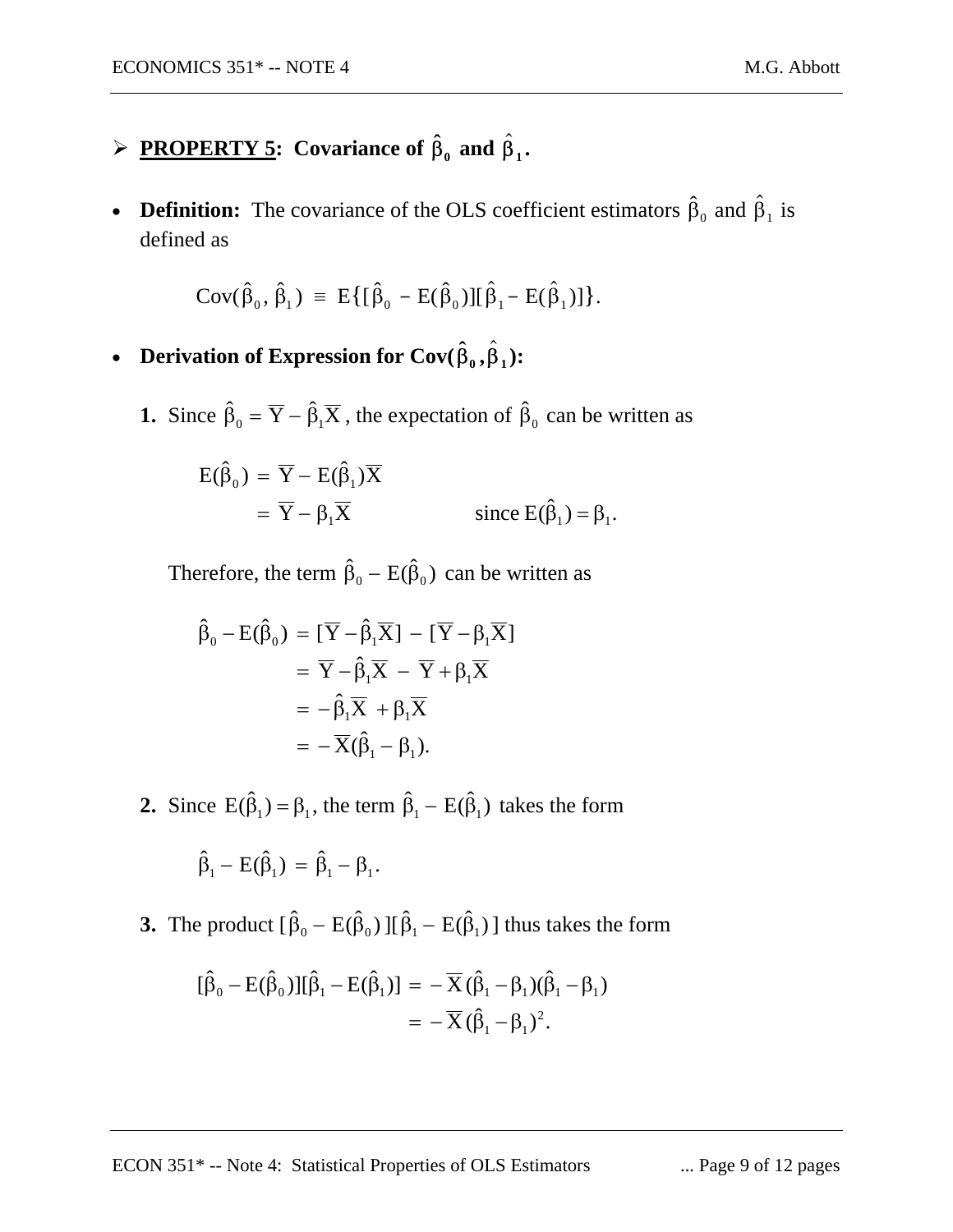## ➢ **PROPERTY 5**: Covariance of $\hat{\beta}_0$ and $\hat{\beta}_1$.

- **Definition:** The covariance of the OLS coefficient estimators $\hat{\beta}_0$ and $\hat{\beta}_1$ is defined as

$$\text{Cov}(\hat{\beta}_0, \hat{\beta}_1) \equiv \text{E}\{[\hat{\beta}_0 - \text{E}(\hat{\beta}_0)][\hat{\beta}_1 - \text{E}(\hat{\beta}_1)]\}.$$

- **Derivation of Expression for Cov($\hat{\beta}_0, \hat{\beta}_1$):**

**1.** Since $\hat{\beta}_0 = \overline{Y} - \hat{\beta}_1\overline{X}$, the expectation of $\hat{\beta}_0$ can be written as

$$\begin{aligned} \text{E}(\hat{\beta}_0) &= \overline{Y} - \text{E}(\hat{\beta}_1)\overline{X} \\ &= \overline{Y} - \beta_1\overline{X} \qquad\qquad \text{since } \text{E}(\hat{\beta}_1) = \beta_1. \end{aligned}$$

Therefore, the term $\hat{\beta}_0 - \text{E}(\hat{\beta}_0)$ can be written as

$$\begin{aligned} \hat{\beta}_0 - \text{E}(\hat{\beta}_0) &= [\overline{Y} - \hat{\beta}_1\overline{X}] - [\overline{Y} - \beta_1\overline{X}] \\ &= \overline{Y} - \hat{\beta}_1\overline{X} - \overline{Y} + \beta_1\overline{X} \\ &= -\hat{\beta}_1\overline{X} + \beta_1\overline{X} \\ &= -\overline{X}(\hat{\beta}_1 - \beta_1). \end{aligned}$$

**2.** Since $\text{E}(\hat{\beta}_1) = \beta_1$, the term $\hat{\beta}_1 - \text{E}(\hat{\beta}_1)$ takes the form

$$\hat{\beta}_1 - \text{E}(\hat{\beta}_1) = \hat{\beta}_1 - \beta_1.$$

**3.** The product $[\hat{\beta}_0 - \text{E}(\hat{\beta}_0)][\hat{\beta}_1 - \text{E}(\hat{\beta}_1)]$ thus takes the form

$$\begin{aligned} [\hat{\beta}_0 - \text{E}(\hat{\beta}_0)][\hat{\beta}_1 - \text{E}(\hat{\beta}_1)] &= -\overline{X}(\hat{\beta}_1 - \beta_1)(\hat{\beta}_1 - \beta_1) \\ &= -\overline{X}(\hat{\beta}_1 - \beta_1)^2. \end{aligned}$$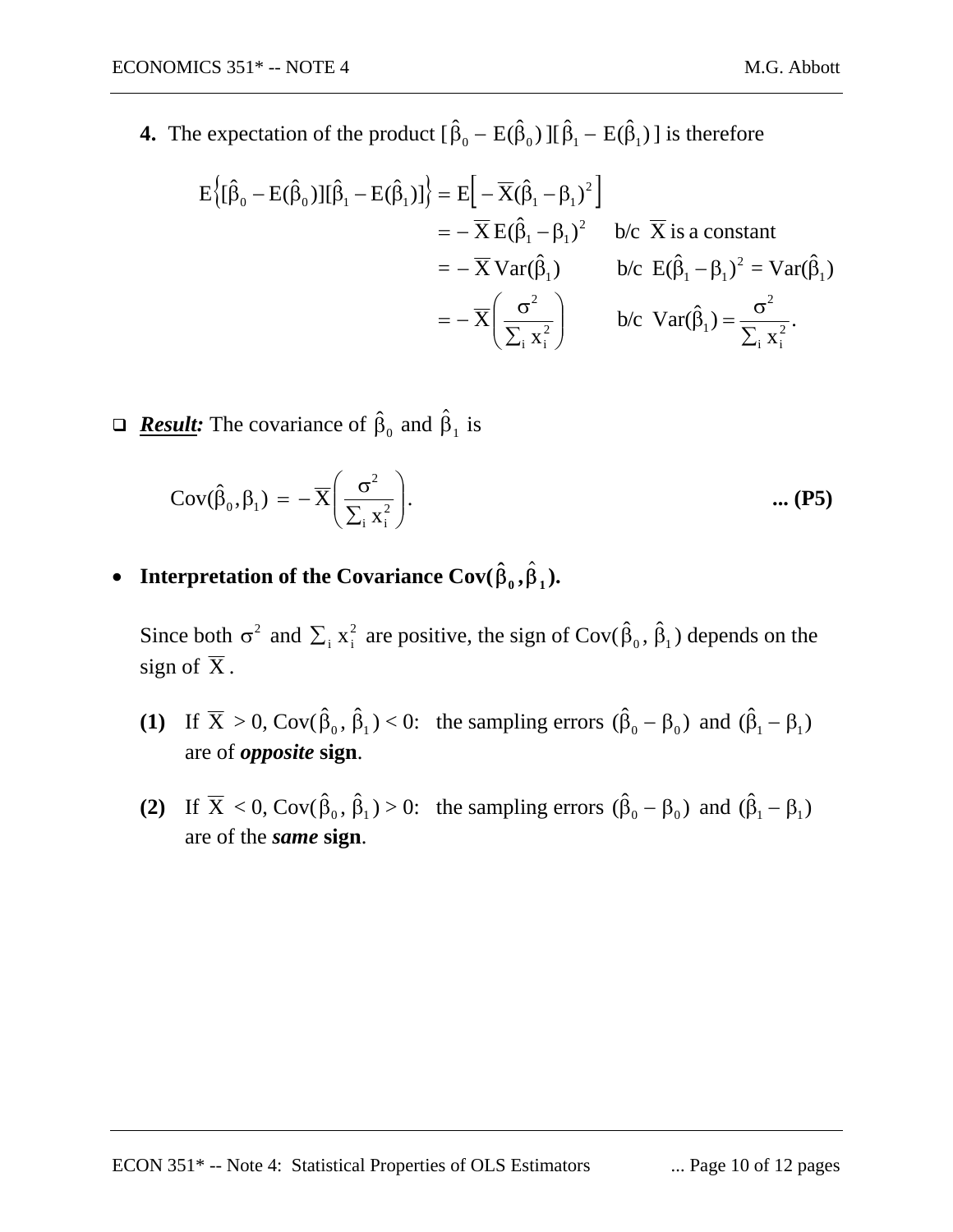**4.** The expectation of the product $[\hat{\beta}_0 - E(\hat{\beta}_0)][\hat{\beta}_1 - E(\hat{\beta}_1)]$ is therefore

$$
\begin{aligned}
E\{[\hat{\beta}_0 - E(\hat{\beta}_0)][\hat{\beta}_1 - E(\hat{\beta}_1)]\} &= E\left[-\overline{X}(\hat{\beta}_1 - \beta_1)^2\right] \\
&= -\overline{X}\,E(\hat{\beta}_1 - \beta_1)^2 \qquad \text{b/c } \overline{X} \text{ is a constant} \\
&= -\overline{X}\,\text{Var}(\hat{\beta}_1) \qquad \text{b/c } E(\hat{\beta}_1 - \beta_1)^2 = \text{Var}(\hat{\beta}_1) \\
&= -\overline{X}\left(\frac{\sigma^2}{\sum_i x_i^2}\right) \qquad \text{b/c } \text{Var}(\hat{\beta}_1) = \frac{\sigma^2}{\sum_i x_i^2}.
\end{aligned}
$$

- ***Result:*** The covariance of $\hat{\beta}_0$ and $\hat{\beta}_1$ is

$$
\text{Cov}(\hat{\beta}_0, \beta_1) = -\overline{X}\left(\frac{\sigma^2}{\sum_i x_i^2}\right). \qquad \textbf{... (P5)}
$$

- **Interpretation of the Covariance** $\text{Cov}(\hat{\beta}_0, \hat{\beta}_1)$**.**

  Since both $\sigma^2$ and $\sum_i x_i^2$ are positive, the sign of $\text{Cov}(\hat{\beta}_0, \hat{\beta}_1)$ depends on the sign of $\overline{X}$.

  **(1)** If $\overline{X} > 0$, $\text{Cov}(\hat{\beta}_0, \hat{\beta}_1) < 0$: the sampling errors $(\hat{\beta}_0 - \beta_0)$ and $(\hat{\beta}_1 - \beta_1)$ are of ***opposite* sign**.

  **(2)** If $\overline{X} < 0$, $\text{Cov}(\hat{\beta}_0, \hat{\beta}_1) > 0$: the sampling errors $(\hat{\beta}_0 - \beta_0)$ and $(\hat{\beta}_1 - \beta_1)$ are of the ***same* sign**.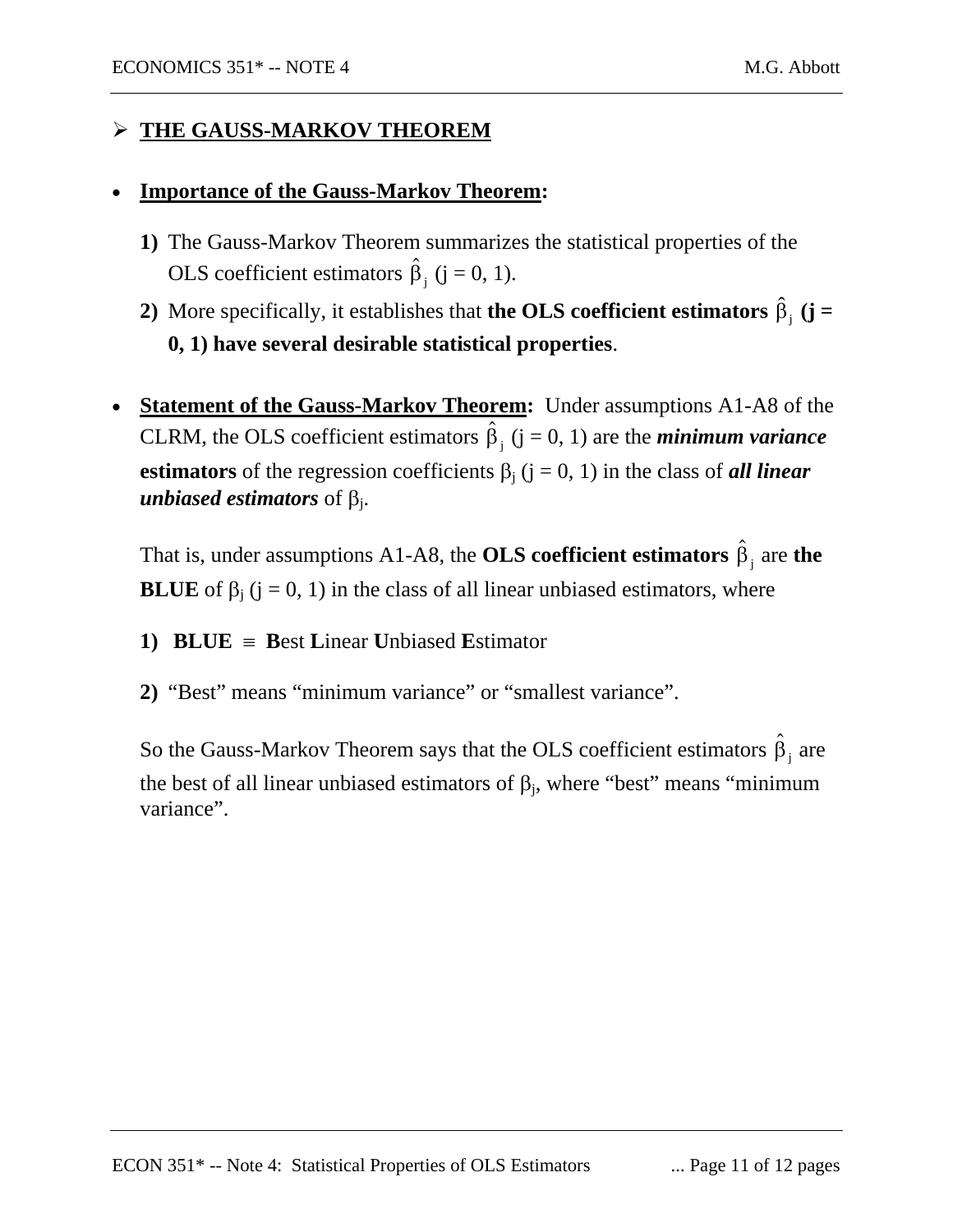## ➢ THE GAUSS-MARKOV THEOREM

- **Importance of the Gauss-Markov Theorem:**

  **1)** The Gauss-Markov Theorem summarizes the statistical properties of the OLS coefficient estimators $\hat{\beta}_j$ (j = 0, 1).

  **2)** More specifically, it establishes that **the OLS coefficient estimators $\hat{\beta}_j$ (j = 0, 1) have several desirable statistical properties**.

- **Statement of the Gauss-Markov Theorem:** Under assumptions A1-A8 of the CLRM, the OLS coefficient estimators $\hat{\beta}_j$ (j = 0, 1) are the ***minimum variance*** **estimators** of the regression coefficients $\beta_j$ (j = 0, 1) in the class of ***all linear unbiased estimators*** of $\beta_j$.

  That is, under assumptions A1-A8, the **OLS coefficient estimators $\hat{\beta}_j$** are **the BLUE** of $\beta_j$ (j = 0, 1) in the class of all linear unbiased estimators, where

  **1) BLUE** $\equiv$ **B**est **L**inear **U**nbiased **E**stimator

  **2)** "Best" means "minimum variance" or "smallest variance".

  So the Gauss-Markov Theorem says that the OLS coefficient estimators $\hat{\beta}_j$ are the best of all linear unbiased estimators of $\beta_j$, where "best" means "minimum variance".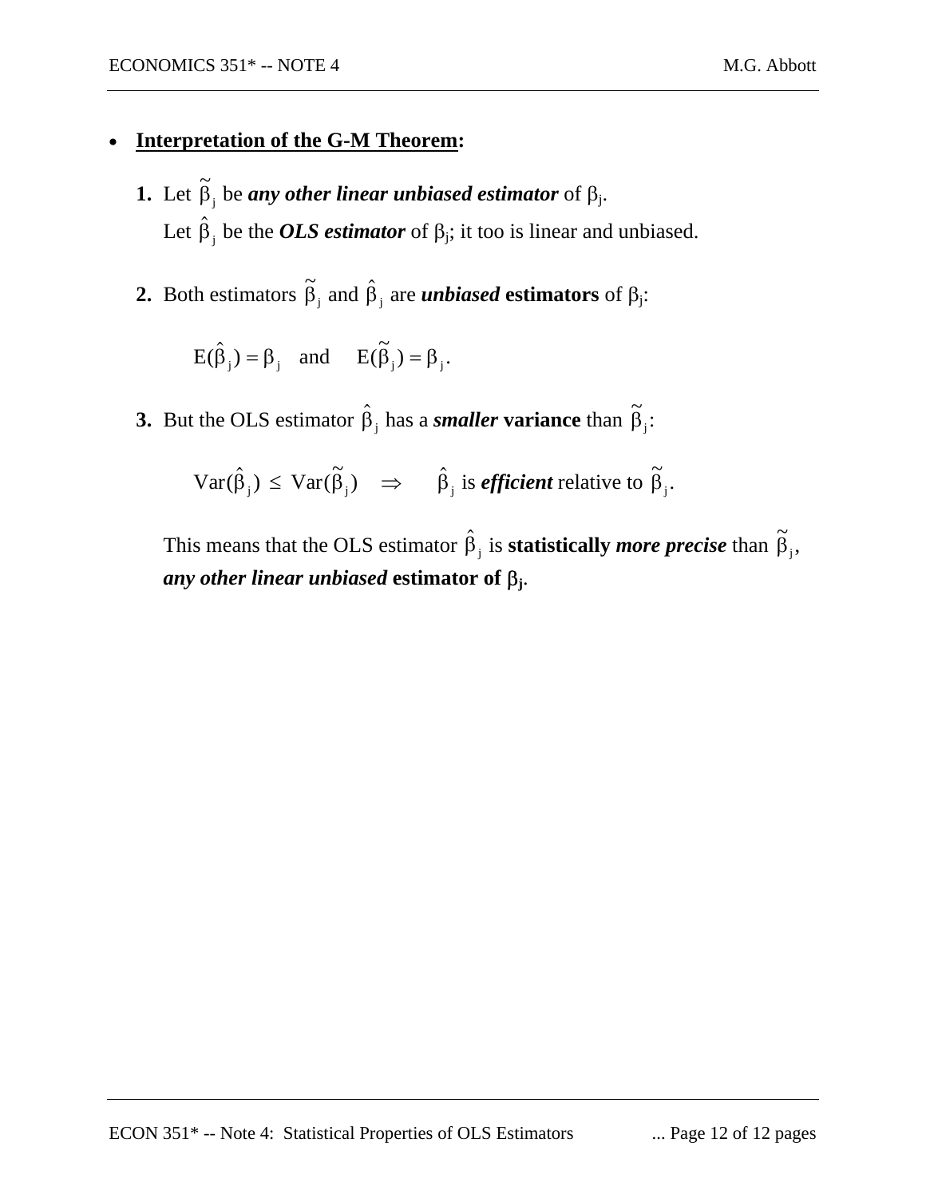- **Interpretation of the G-M Theorem:**

  **1.** Let $\tilde{\beta}_j$ be ***any other linear unbiased estimator*** of $\beta_j$.
  Let $\hat{\beta}_j$ be the ***OLS estimator*** of $\beta_j$; it too is linear and unbiased.

  **2.** Both estimators $\tilde{\beta}_j$ and $\hat{\beta}_j$ are ***unbiased*** **estimators** of $\beta_j$:

  $$E(\hat{\beta}_j) = \beta_j \quad \text{and} \quad E(\tilde{\beta}_j) = \beta_j.$$

  **3.** But the OLS estimator $\hat{\beta}_j$ has a ***smaller*** **variance** than $\tilde{\beta}_j$:

  $$\text{Var}(\hat{\beta}_j) \le \text{Var}(\tilde{\beta}_j) \quad \Rightarrow \quad \hat{\beta}_j \text{ is } \textbf{\textit{efficient}} \text{ relative to } \tilde{\beta}_j.$$

  This means that the OLS estimator $\hat{\beta}_j$ is **statistically *more precise*** than $\tilde{\beta}_j$, ***any other linear unbiased*** **estimator of $\beta_j$**.